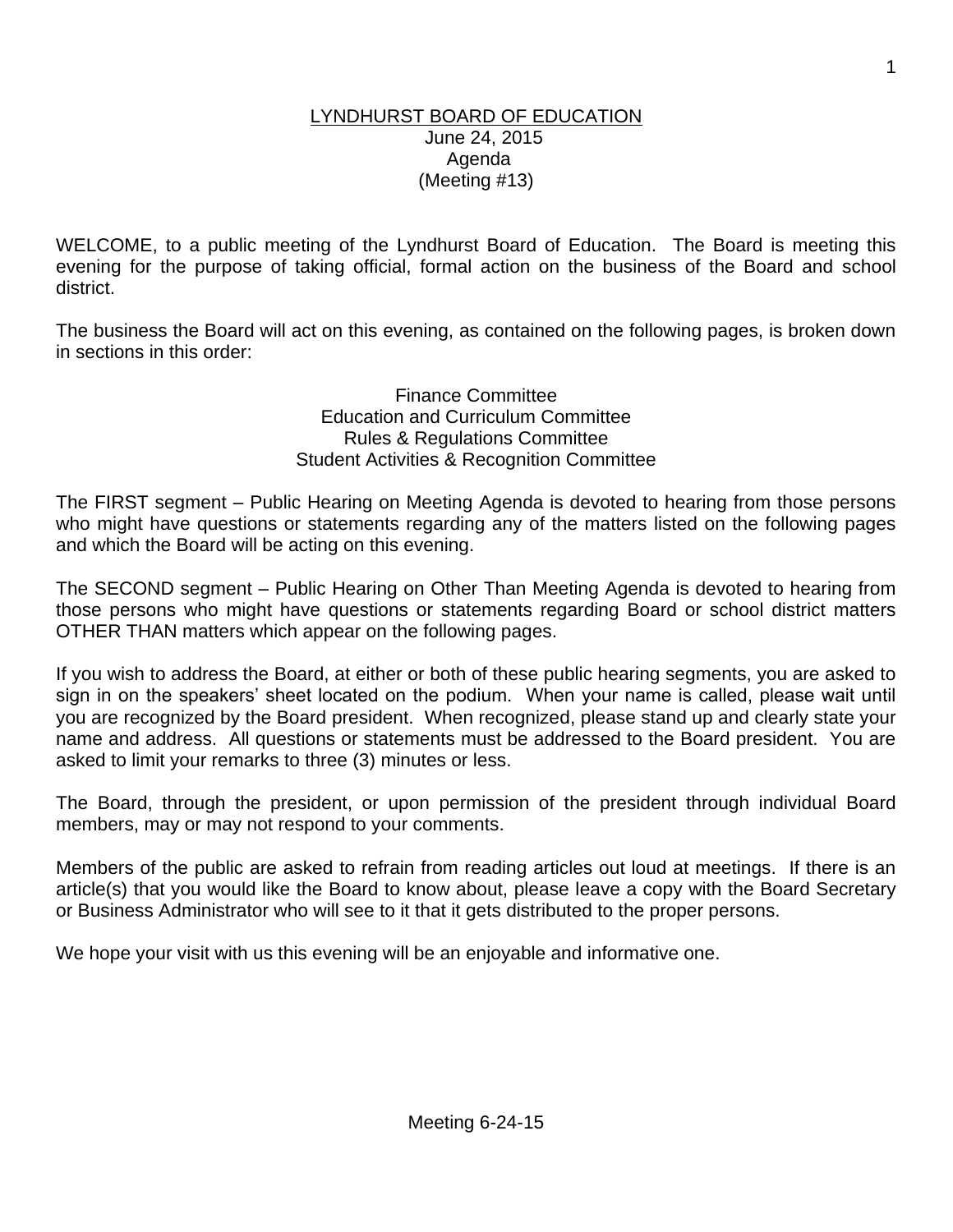# LYNDHURST BOARD OF EDUCATION

June 24, 2015
Agenda
(Meeting #13)

WELCOME, to a public meeting of the Lyndhurst Board of Education. The Board is meeting this evening for the purpose of taking official, formal action on the business of the Board and school district.

The business the Board will act on this evening, as contained on the following pages, is broken down in sections in this order:

Finance Committee
Education and Curriculum Committee
Rules & Regulations Committee
Student Activities & Recognition Committee

The FIRST segment – Public Hearing on Meeting Agenda is devoted to hearing from those persons who might have questions or statements regarding any of the matters listed on the following pages and which the Board will be acting on this evening.

The SECOND segment – Public Hearing on Other Than Meeting Agenda is devoted to hearing from those persons who might have questions or statements regarding Board or school district matters OTHER THAN matters which appear on the following pages.

If you wish to address the Board, at either or both of these public hearing segments, you are asked to sign in on the speakers' sheet located on the podium. When your name is called, please wait until you are recognized by the Board president. When recognized, please stand up and clearly state your name and address. All questions or statements must be addressed to the Board president. You are asked to limit your remarks to three (3) minutes or less.

The Board, through the president, or upon permission of the president through individual Board members, may or may not respond to your comments.

Members of the public are asked to refrain from reading articles out loud at meetings. If there is an article(s) that you would like the Board to know about, please leave a copy with the Board Secretary or Business Administrator who will see to it that it gets distributed to the proper persons.

We hope your visit with us this evening will be an enjoyable and informative one.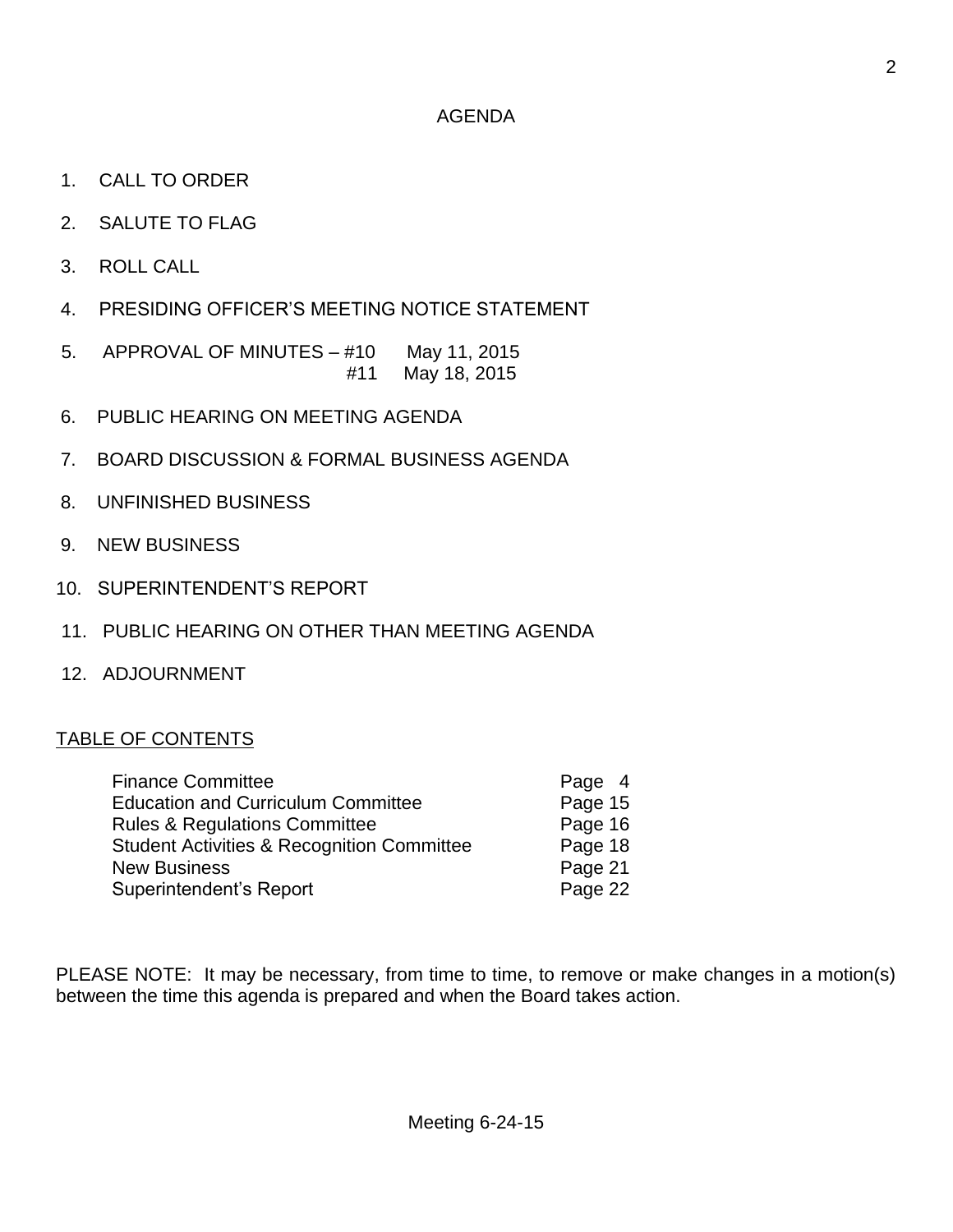# AGENDA

1. CALL TO ORDER
2. SALUTE TO FLAG
3. ROLL CALL
4. PRESIDING OFFICER'S MEETING NOTICE STATEMENT
5. APPROVAL OF MINUTES – #10 May 11, 2015
   #11 May 18, 2015
6. PUBLIC HEARING ON MEETING AGENDA
7. BOARD DISCUSSION & FORMAL BUSINESS AGENDA
8. UNFINISHED BUSINESS
9. NEW BUSINESS
10. SUPERINTENDENT'S REPORT
11. PUBLIC HEARING ON OTHER THAN MEETING AGENDA
12. ADJOURNMENT

## TABLE OF CONTENTS

| | |
|---|---|
| Finance Committee | Page 4 |
| Education and Curriculum Committee | Page 15 |
| Rules & Regulations Committee | Page 16 |
| Student Activities & Recognition Committee | Page 18 |
| New Business | Page 21 |
| Superintendent's Report | Page 22 |

PLEASE NOTE: It may be necessary, from time to time, to remove or make changes in a motion(s) between the time this agenda is prepared and when the Board takes action.

Meeting 6-24-15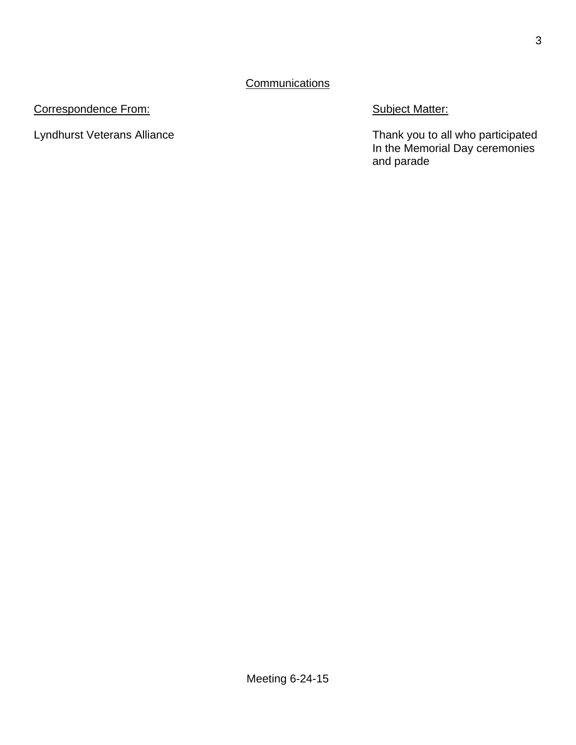## Communications

| Correspondence From: | Subject Matter: |
| --- | --- |
| Lyndhurst Veterans Alliance | Thank you to all who participated In the Memorial Day ceremonies and parade |

Meeting 6-24-15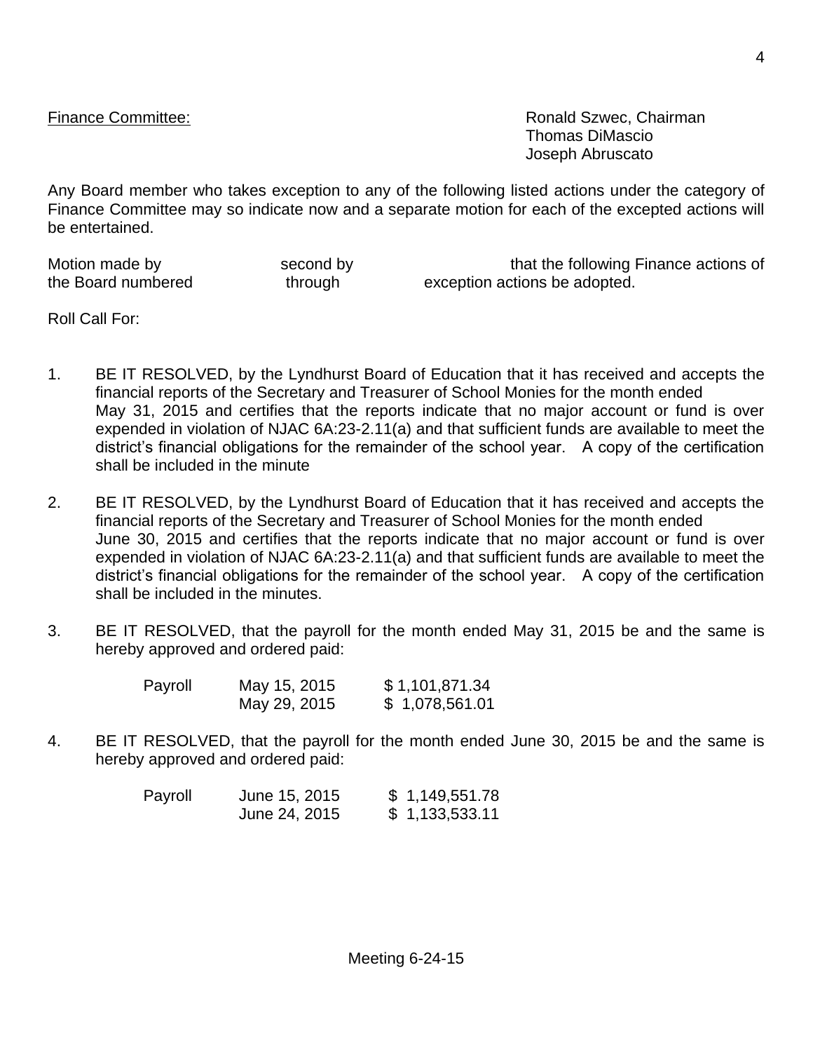Finance Committee:

Ronald Szwec, Chairman
Thomas DiMascio
Joseph Abruscato

Any Board member who takes exception to any of the following listed actions under the category of Finance Committee may so indicate now and a separate motion for each of the excepted actions will be entertained.

Motion made by                    second by                    that the following Finance actions of the Board numbered                    through                    exception actions be adopted.

Roll Call For:

1. BE IT RESOLVED, by the Lyndhurst Board of Education that it has received and accepts the financial reports of the Secretary and Treasurer of School Monies for the month ended May 31, 2015 and certifies that the reports indicate that no major account or fund is over expended in violation of NJAC 6A:23-2.11(a) and that sufficient funds are available to meet the district's financial obligations for the remainder of the school year. A copy of the certification shall be included in the minute

2. BE IT RESOLVED, by the Lyndhurst Board of Education that it has received and accepts the financial reports of the Secretary and Treasurer of School Monies for the month ended June 30, 2015 and certifies that the reports indicate that no major account or fund is over expended in violation of NJAC 6A:23-2.11(a) and that sufficient funds are available to meet the district's financial obligations for the remainder of the school year. A copy of the certification shall be included in the minutes.

3. BE IT RESOLVED, that the payroll for the month ended May 31, 2015 be and the same is hereby approved and ordered paid:

| | | |
|---|---|---|
| Payroll | May 15, 2015 | $ 1,101,871.34 |
| | May 29, 2015 | $ 1,078,561.01 |

4. BE IT RESOLVED, that the payroll for the month ended June 30, 2015 be and the same is hereby approved and ordered paid:

| | | |
|---|---|---|
| Payroll | June 15, 2015 | $ 1,149,551.78 |
| | June 24, 2015 | $ 1,133,533.11 |

Meeting 6-24-15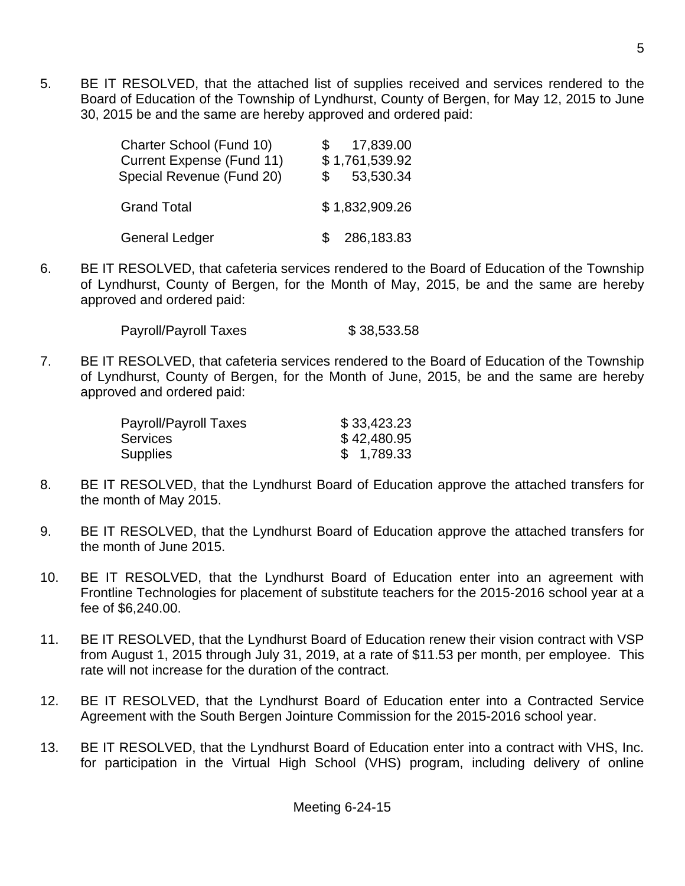5. BE IT RESOLVED, that the attached list of supplies received and services rendered to the Board of Education of the Township of Lyndhurst, County of Bergen, for May 12, 2015 to June 30, 2015 be and the same are hereby approved and ordered paid:

| | |
|---|---|
| Charter School (Fund 10) | $ 17,839.00 |
| Current Expense (Fund 11) | $ 1,761,539.92 |
| Special Revenue (Fund 20) | $ 53,530.34 |
| Grand Total | $ 1,832,909.26 |
| General Ledger | $ 286,183.83 |

6. BE IT RESOLVED, that cafeteria services rendered to the Board of Education of the Township of Lyndhurst, County of Bergen, for the Month of May, 2015, be and the same are hereby approved and ordered paid:

| | |
|---|---|
| Payroll/Payroll Taxes | $ 38,533.58 |

7. BE IT RESOLVED, that cafeteria services rendered to the Board of Education of the Township of Lyndhurst, County of Bergen, for the Month of June, 2015, be and the same are hereby approved and ordered paid:

| | |
|---|---|
| Payroll/Payroll Taxes | $ 33,423.23 |
| Services | $ 42,480.95 |
| Supplies | $ 1,789.33 |

8. BE IT RESOLVED, that the Lyndhurst Board of Education approve the attached transfers for the month of May 2015.

9. BE IT RESOLVED, that the Lyndhurst Board of Education approve the attached transfers for the month of June 2015.

10. BE IT RESOLVED, that the Lyndhurst Board of Education enter into an agreement with Frontline Technologies for placement of substitute teachers for the 2015-2016 school year at a fee of $6,240.00.

11. BE IT RESOLVED, that the Lyndhurst Board of Education renew their vision contract with VSP from August 1, 2015 through July 31, 2019, at a rate of $11.53 per month, per employee. This rate will not increase for the duration of the contract.

12. BE IT RESOLVED, that the Lyndhurst Board of Education enter into a Contracted Service Agreement with the South Bergen Jointure Commission for the 2015-2016 school year.

13. BE IT RESOLVED, that the Lyndhurst Board of Education enter into a contract with VHS, Inc. for participation in the Virtual High School (VHS) program, including delivery of online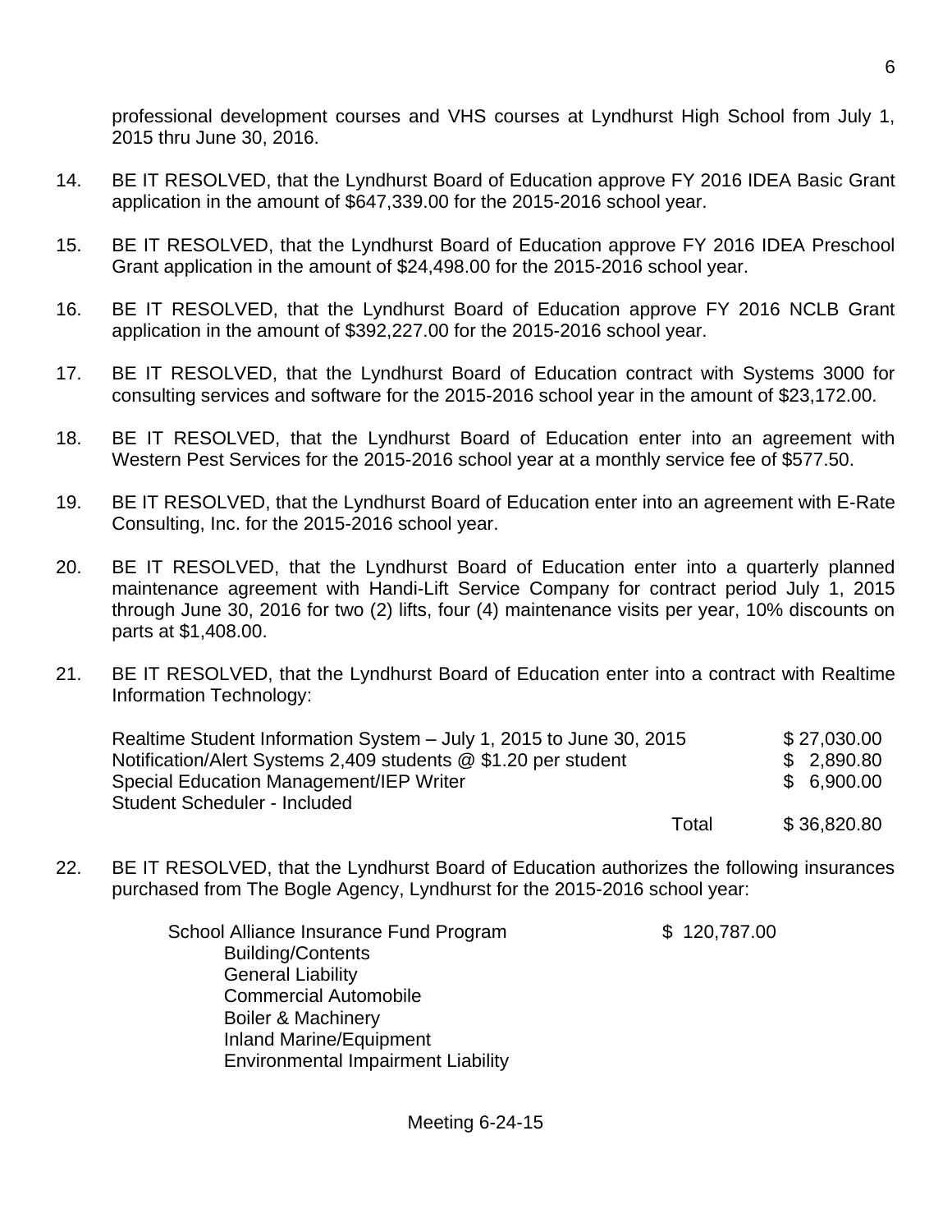professional development courses and VHS courses at Lyndhurst High School from July 1, 2015 thru June 30, 2016.

14. BE IT RESOLVED, that the Lyndhurst Board of Education approve FY 2016 IDEA Basic Grant application in the amount of $647,339.00 for the 2015-2016 school year.

15. BE IT RESOLVED, that the Lyndhurst Board of Education approve FY 2016 IDEA Preschool Grant application in the amount of $24,498.00 for the 2015-2016 school year.

16. BE IT RESOLVED, that the Lyndhurst Board of Education approve FY 2016 NCLB Grant application in the amount of $392,227.00 for the 2015-2016 school year.

17. BE IT RESOLVED, that the Lyndhurst Board of Education contract with Systems 3000 for consulting services and software for the 2015-2016 school year in the amount of $23,172.00.

18. BE IT RESOLVED, that the Lyndhurst Board of Education enter into an agreement with Western Pest Services for the 2015-2016 school year at a monthly service fee of $577.50.

19. BE IT RESOLVED, that the Lyndhurst Board of Education enter into an agreement with E-Rate Consulting, Inc. for the 2015-2016 school year.

20. BE IT RESOLVED, that the Lyndhurst Board of Education enter into a quarterly planned maintenance agreement with Handi-Lift Service Company for contract period July 1, 2015 through June 30, 2016 for two (2) lifts, four (4) maintenance visits per year, 10% discounts on parts at $1,408.00.

21. BE IT RESOLVED, that the Lyndhurst Board of Education enter into a contract with Realtime Information Technology:

| | | |
|---|---|---|
| Realtime Student Information System – July 1, 2015 to June 30, 2015 | | $ 27,030.00 |
| Notification/Alert Systems 2,409 students @ $1.20 per student | | $ 2,890.80 |
| Special Education Management/IEP Writer | | $ 6,900.00 |
| Student Scheduler - Included | | |
| | Total | $ 36,820.80 |

22. BE IT RESOLVED, that the Lyndhurst Board of Education authorizes the following insurances purchased from The Bogle Agency, Lyndhurst for the 2015-2016 school year:

School Alliance Insurance Fund Program $ 120,787.00
- Building/Contents
- General Liability
- Commercial Automobile
- Boiler & Machinery
- Inland Marine/Equipment
- Environmental Impairment Liability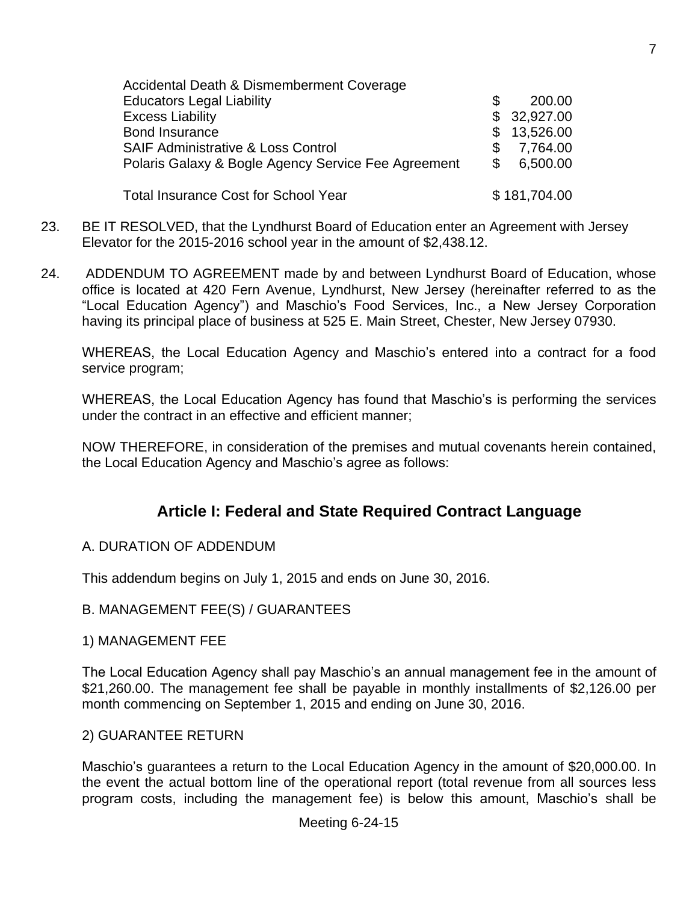| | |
|---|---|
| Accidental Death & Dismemberment Coverage | |
| Educators Legal Liability | $ 200.00 |
| Excess Liability | $ 32,927.00 |
| Bond Insurance | $ 13,526.00 |
| SAIF Administrative & Loss Control | $ 7,764.00 |
| Polaris Galaxy & Bogle Agency Service Fee Agreement | $ 6,500.00 |
| | |
| Total Insurance Cost for School Year | $ 181,704.00 |

23. BE IT RESOLVED, that the Lyndhurst Board of Education enter an Agreement with Jersey Elevator for the 2015-2016 school year in the amount of $2,438.12.

24. ADDENDUM TO AGREEMENT made by and between Lyndhurst Board of Education, whose office is located at 420 Fern Avenue, Lyndhurst, New Jersey (hereinafter referred to as the "Local Education Agency") and Maschio's Food Services, Inc., a New Jersey Corporation having its principal place of business at 525 E. Main Street, Chester, New Jersey 07930.

WHEREAS, the Local Education Agency and Maschio's entered into a contract for a food service program;

WHEREAS, the Local Education Agency has found that Maschio's is performing the services under the contract in an effective and efficient manner;

NOW THEREFORE, in consideration of the premises and mutual covenants herein contained, the Local Education Agency and Maschio's agree as follows:

## Article I: Federal and State Required Contract Language

A. DURATION OF ADDENDUM

This addendum begins on July 1, 2015 and ends on June 30, 2016.

B. MANAGEMENT FEE(S) / GUARANTEES

1) MANAGEMENT FEE

The Local Education Agency shall pay Maschio's an annual management fee in the amount of $21,260.00. The management fee shall be payable in monthly installments of $2,126.00 per month commencing on September 1, 2015 and ending on June 30, 2016.

2) GUARANTEE RETURN

Maschio's guarantees a return to the Local Education Agency in the amount of $20,000.00. In the event the actual bottom line of the operational report (total revenue from all sources less program costs, including the management fee) is below this amount, Maschio's shall be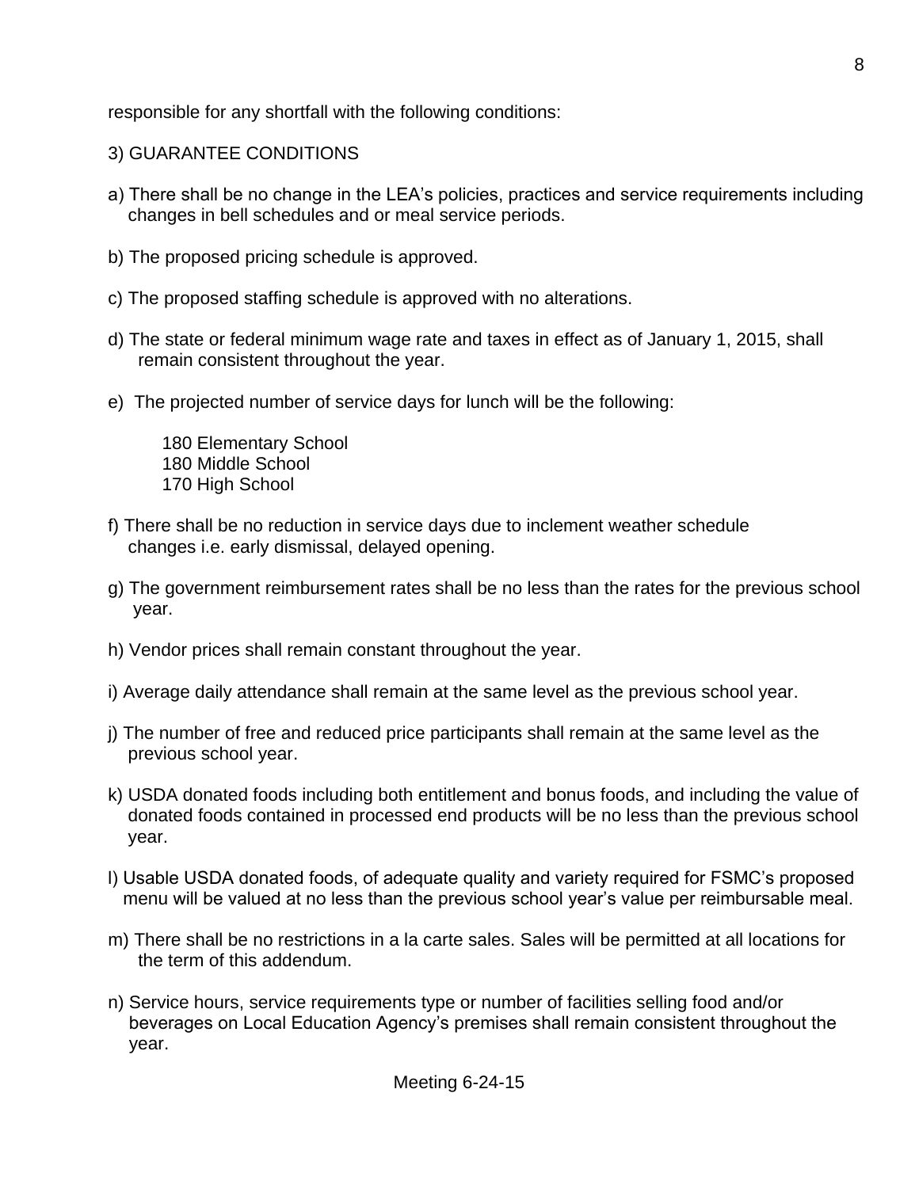responsible for any shortfall with the following conditions:

3) GUARANTEE CONDITIONS

a) There shall be no change in the LEA's policies, practices and service requirements including changes in bell schedules and or meal service periods.

b) The proposed pricing schedule is approved.

c) The proposed staffing schedule is approved with no alterations.

d) The state or federal minimum wage rate and taxes in effect as of January 1, 2015, shall remain consistent throughout the year.

e) The projected number of service days for lunch will be the following:

180 Elementary School
180 Middle School
170 High School

f) There shall be no reduction in service days due to inclement weather schedule changes i.e. early dismissal, delayed opening.

g) The government reimbursement rates shall be no less than the rates for the previous school year.

h) Vendor prices shall remain constant throughout the year.

i) Average daily attendance shall remain at the same level as the previous school year.

j) The number of free and reduced price participants shall remain at the same level as the previous school year.

k) USDA donated foods including both entitlement and bonus foods, and including the value of donated foods contained in processed end products will be no less than the previous school year.

l) Usable USDA donated foods, of adequate quality and variety required for FSMC's proposed menu will be valued at no less than the previous school year's value per reimbursable meal.

m) There shall be no restrictions in a la carte sales. Sales will be permitted at all locations for the term of this addendum.

n) Service hours, service requirements type or number of facilities selling food and/or beverages on Local Education Agency's premises shall remain consistent throughout the year.

Meeting 6-24-15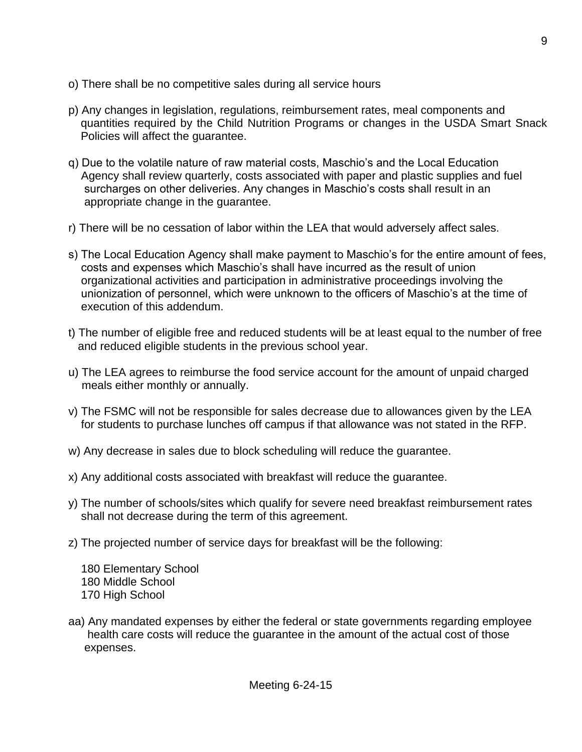o) There shall be no competitive sales during all service hours

p) Any changes in legislation, regulations, reimbursement rates, meal components and quantities required by the Child Nutrition Programs or changes in the USDA Smart Snack Policies will affect the guarantee.

q) Due to the volatile nature of raw material costs, Maschio's and the Local Education Agency shall review quarterly, costs associated with paper and plastic supplies and fuel surcharges on other deliveries. Any changes in Maschio's costs shall result in an appropriate change in the guarantee.

r) There will be no cessation of labor within the LEA that would adversely affect sales.

s) The Local Education Agency shall make payment to Maschio's for the entire amount of fees, costs and expenses which Maschio's shall have incurred as the result of union organizational activities and participation in administrative proceedings involving the unionization of personnel, which were unknown to the officers of Maschio's at the time of execution of this addendum.

t) The number of eligible free and reduced students will be at least equal to the number of free and reduced eligible students in the previous school year.

u) The LEA agrees to reimburse the food service account for the amount of unpaid charged meals either monthly or annually.

v) The FSMC will not be responsible for sales decrease due to allowances given by the LEA for students to purchase lunches off campus if that allowance was not stated in the RFP.

w) Any decrease in sales due to block scheduling will reduce the guarantee.

x) Any additional costs associated with breakfast will reduce the guarantee.

y) The number of schools/sites which qualify for severe need breakfast reimbursement rates shall not decrease during the term of this agreement.

z) The projected number of service days for breakfast will be the following:

180 Elementary School
180 Middle School
170 High School

aa) Any mandated expenses by either the federal or state governments regarding employee health care costs will reduce the guarantee in the amount of the actual cost of those expenses.

Meeting 6-24-15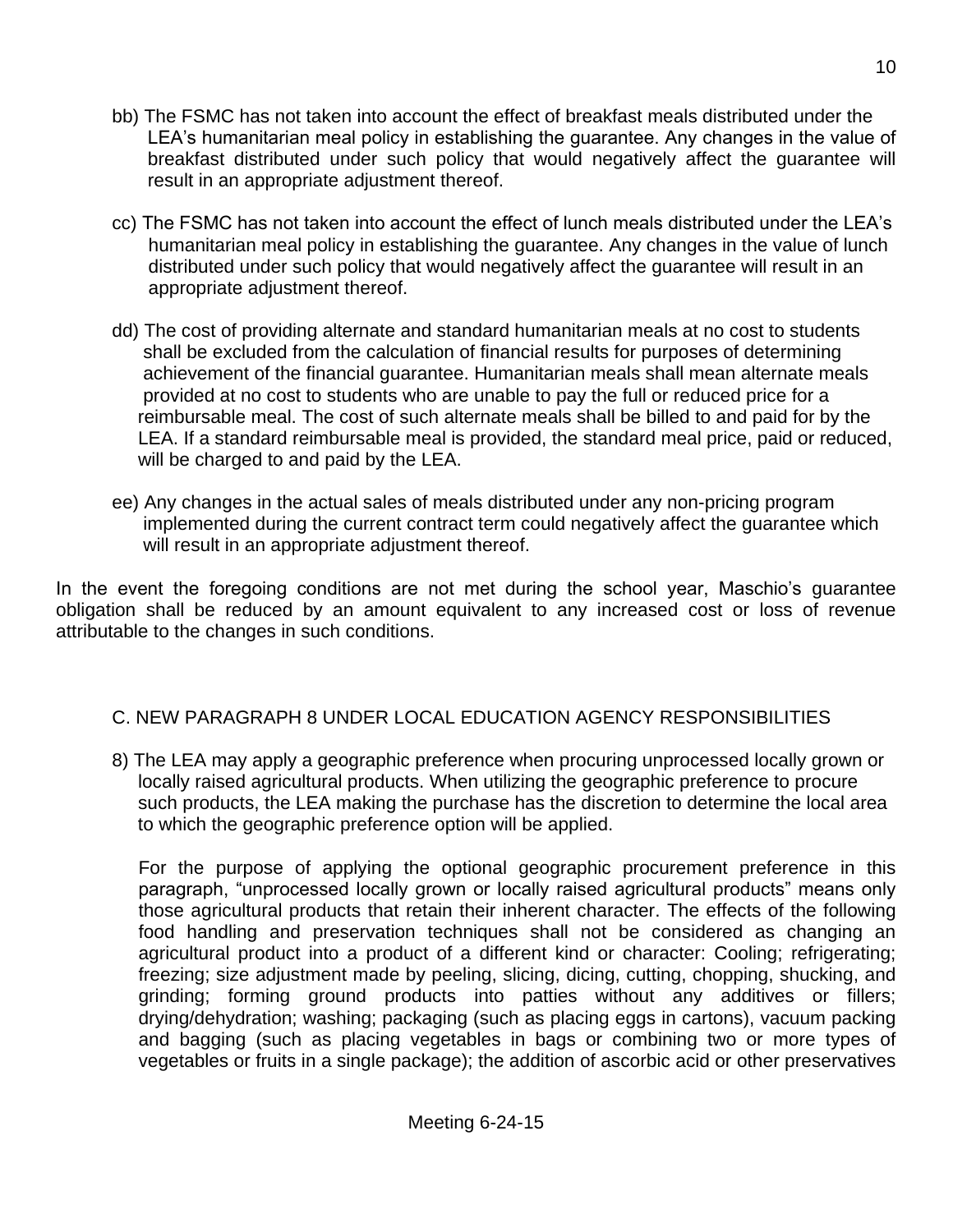bb) The FSMC has not taken into account the effect of breakfast meals distributed under the LEA's humanitarian meal policy in establishing the guarantee. Any changes in the value of breakfast distributed under such policy that would negatively affect the guarantee will result in an appropriate adjustment thereof.

cc) The FSMC has not taken into account the effect of lunch meals distributed under the LEA's humanitarian meal policy in establishing the guarantee. Any changes in the value of lunch distributed under such policy that would negatively affect the guarantee will result in an appropriate adjustment thereof.

dd) The cost of providing alternate and standard humanitarian meals at no cost to students shall be excluded from the calculation of financial results for purposes of determining achievement of the financial guarantee. Humanitarian meals shall mean alternate meals provided at no cost to students who are unable to pay the full or reduced price for a reimbursable meal. The cost of such alternate meals shall be billed to and paid for by the LEA. If a standard reimbursable meal is provided, the standard meal price, paid or reduced, will be charged to and paid by the LEA.

ee) Any changes in the actual sales of meals distributed under any non-pricing program implemented during the current contract term could negatively affect the guarantee which will result in an appropriate adjustment thereof.

In the event the foregoing conditions are not met during the school year, Maschio's guarantee obligation shall be reduced by an amount equivalent to any increased cost or loss of revenue attributable to the changes in such conditions.

C. NEW PARAGRAPH 8 UNDER LOCAL EDUCATION AGENCY RESPONSIBILITIES

8) The LEA may apply a geographic preference when procuring unprocessed locally grown or locally raised agricultural products. When utilizing the geographic preference to procure such products, the LEA making the purchase has the discretion to determine the local area to which the geographic preference option will be applied.

For the purpose of applying the optional geographic procurement preference in this paragraph, "unprocessed locally grown or locally raised agricultural products" means only those agricultural products that retain their inherent character. The effects of the following food handling and preservation techniques shall not be considered as changing an agricultural product into a product of a different kind or character: Cooling; refrigerating; freezing; size adjustment made by peeling, slicing, dicing, cutting, chopping, shucking, and grinding; forming ground products into patties without any additives or fillers; drying/dehydration; washing; packaging (such as placing eggs in cartons), vacuum packing and bagging (such as placing vegetables in bags or combining two or more types of vegetables or fruits in a single package); the addition of ascorbic acid or other preservatives

Meeting 6-24-15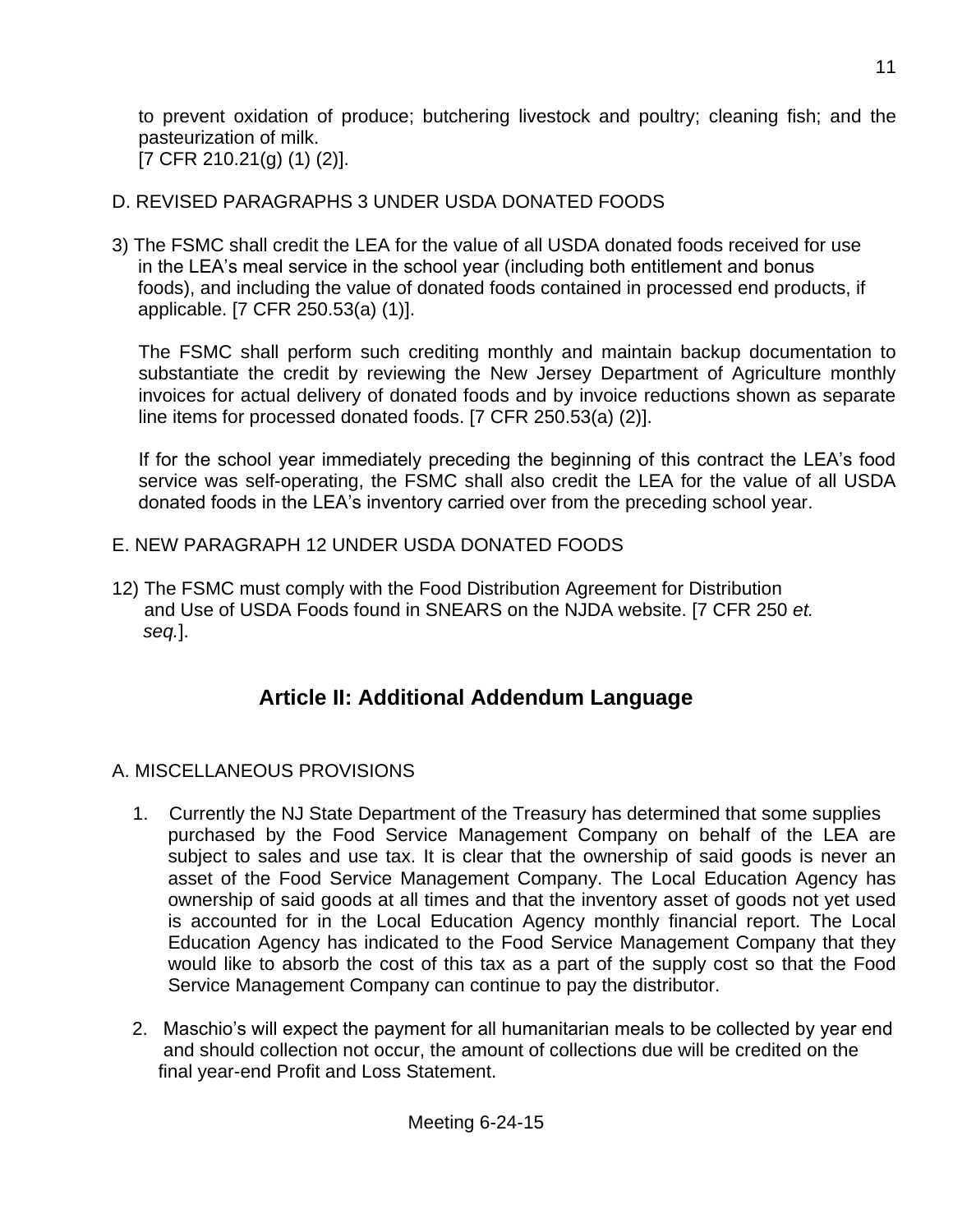to prevent oxidation of produce; butchering livestock and poultry; cleaning fish; and the pasteurization of milk.
[7 CFR 210.21(g) (1) (2)].

D. REVISED PARAGRAPHS 3 UNDER USDA DONATED FOODS

3) The FSMC shall credit the LEA for the value of all USDA donated foods received for use in the LEA's meal service in the school year (including both entitlement and bonus foods), and including the value of donated foods contained in processed end products, if applicable. [7 CFR 250.53(a) (1)].

The FSMC shall perform such crediting monthly and maintain backup documentation to substantiate the credit by reviewing the New Jersey Department of Agriculture monthly invoices for actual delivery of donated foods and by invoice reductions shown as separate line items for processed donated foods. [7 CFR 250.53(a) (2)].

If for the school year immediately preceding the beginning of this contract the LEA's food service was self-operating, the FSMC shall also credit the LEA for the value of all USDA donated foods in the LEA's inventory carried over from the preceding school year.

E. NEW PARAGRAPH 12 UNDER USDA DONATED FOODS

12) The FSMC must comply with the Food Distribution Agreement for Distribution and Use of USDA Foods found in SNEARS on the NJDA website. [7 CFR 250 *et. seq.*].

## Article II: Additional Addendum Language

A. MISCELLANEOUS PROVISIONS

1. Currently the NJ State Department of the Treasury has determined that some supplies purchased by the Food Service Management Company on behalf of the LEA are subject to sales and use tax. It is clear that the ownership of said goods is never an asset of the Food Service Management Company. The Local Education Agency has ownership of said goods at all times and that the inventory asset of goods not yet used is accounted for in the Local Education Agency monthly financial report. The Local Education Agency has indicated to the Food Service Management Company that they would like to absorb the cost of this tax as a part of the supply cost so that the Food Service Management Company can continue to pay the distributor.

2. Maschio's will expect the payment for all humanitarian meals to be collected by year end and should collection not occur, the amount of collections due will be credited on the final year-end Profit and Loss Statement.

Meeting 6-24-15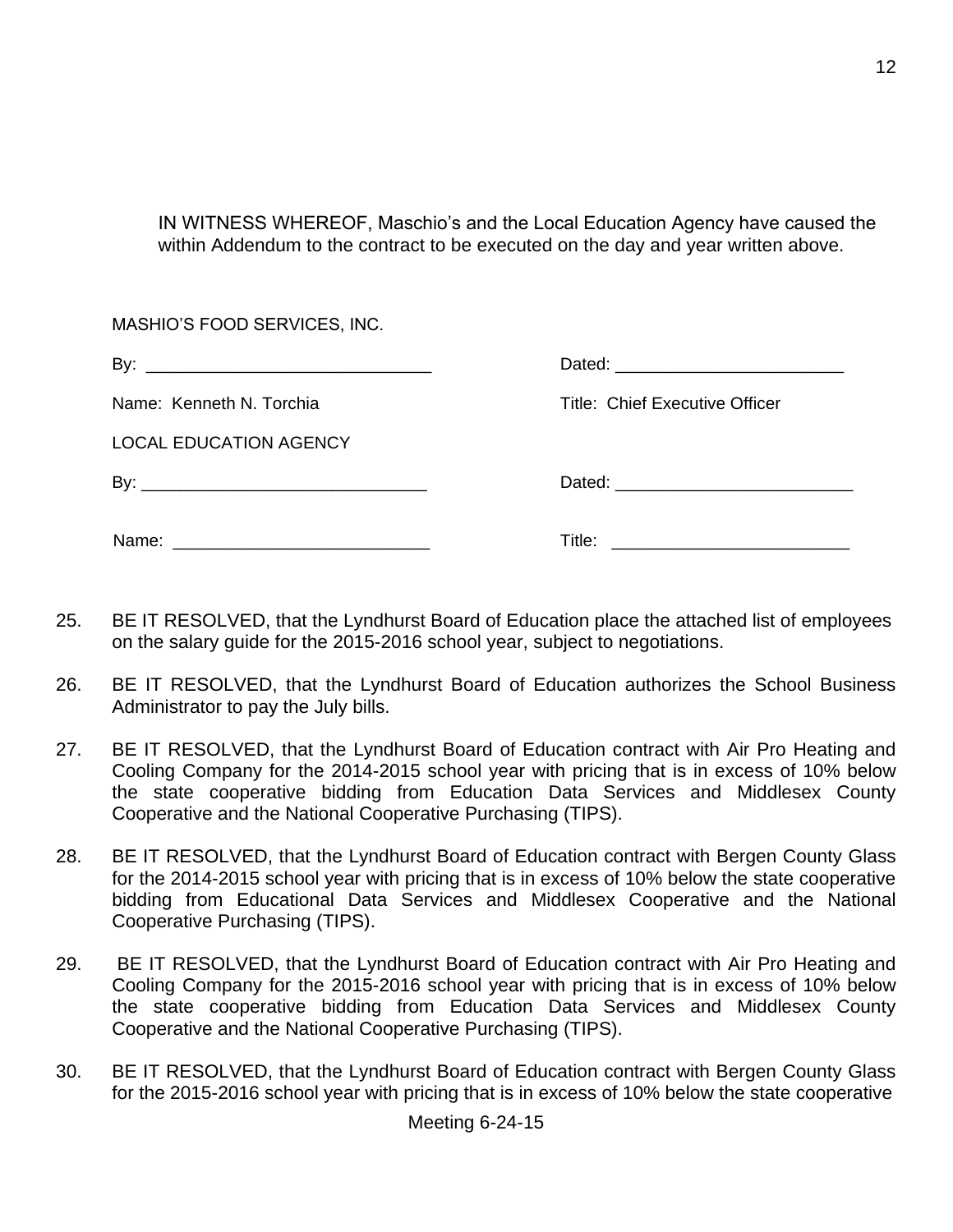IN WITNESS WHEREOF, Maschio's and the Local Education Agency have caused the within Addendum to the contract to be executed on the day and year written above.

MASHIO'S FOOD SERVICES, INC.

By: ______________________________ Dated: ________________________

Name: Kenneth N. Torchia Title: Chief Executive Officer

LOCAL EDUCATION AGENCY

By: ______________________________ Dated: _________________________

Name: ___________________________ Title: _________________________

25. BE IT RESOLVED, that the Lyndhurst Board of Education place the attached list of employees on the salary guide for the 2015-2016 school year, subject to negotiations.

26. BE IT RESOLVED, that the Lyndhurst Board of Education authorizes the School Business Administrator to pay the July bills.

27. BE IT RESOLVED, that the Lyndhurst Board of Education contract with Air Pro Heating and Cooling Company for the 2014-2015 school year with pricing that is in excess of 10% below the state cooperative bidding from Education Data Services and Middlesex County Cooperative and the National Cooperative Purchasing (TIPS).

28. BE IT RESOLVED, that the Lyndhurst Board of Education contract with Bergen County Glass for the 2014-2015 school year with pricing that is in excess of 10% below the state cooperative bidding from Educational Data Services and Middlesex Cooperative and the National Cooperative Purchasing (TIPS).

29. BE IT RESOLVED, that the Lyndhurst Board of Education contract with Air Pro Heating and Cooling Company for the 2015-2016 school year with pricing that is in excess of 10% below the state cooperative bidding from Education Data Services and Middlesex County Cooperative and the National Cooperative Purchasing (TIPS).

30. BE IT RESOLVED, that the Lyndhurst Board of Education contract with Bergen County Glass for the 2015-2016 school year with pricing that is in excess of 10% below the state cooperative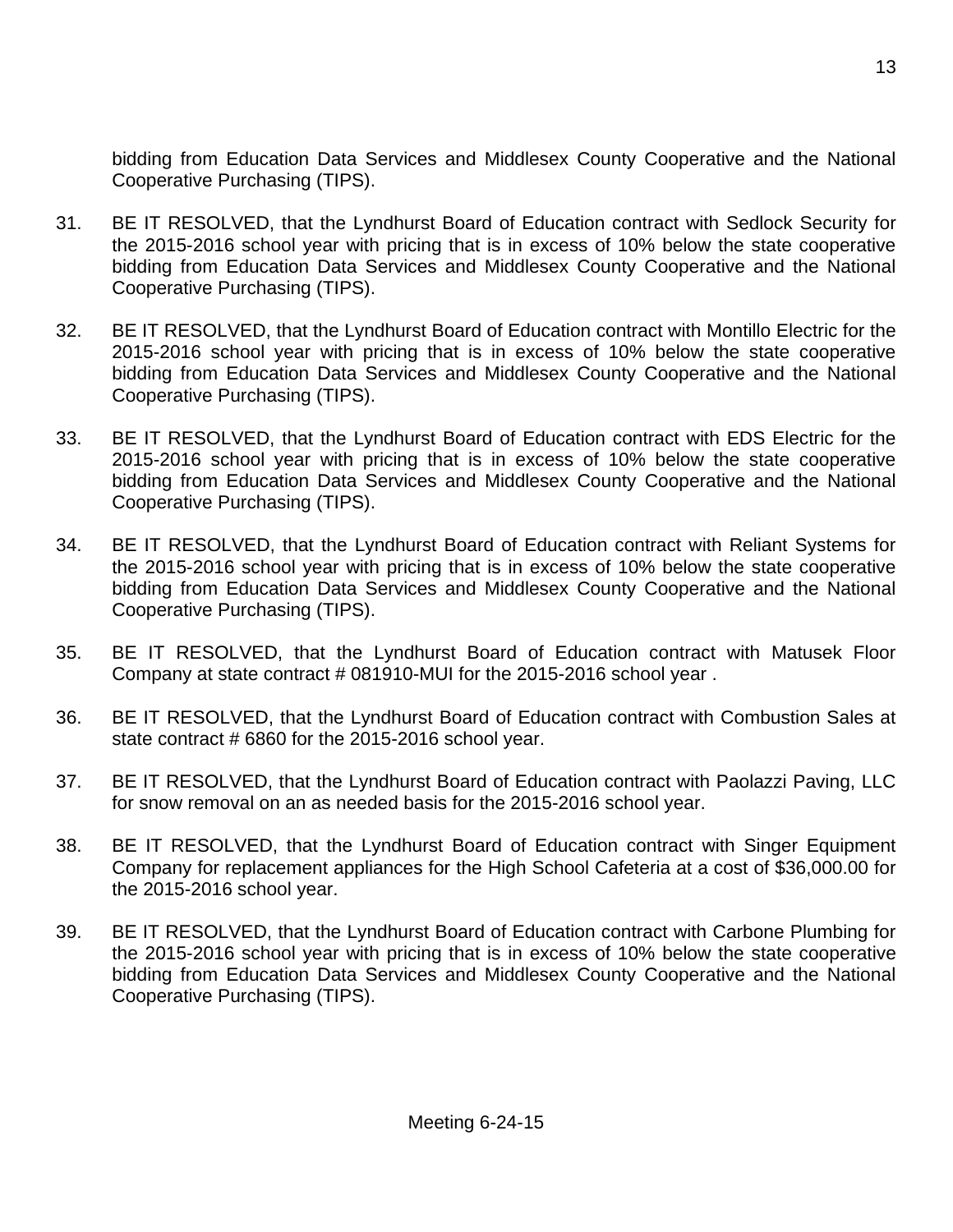bidding from Education Data Services and Middlesex County Cooperative and the National Cooperative Purchasing (TIPS).

31. BE IT RESOLVED, that the Lyndhurst Board of Education contract with Sedlock Security for the 2015-2016 school year with pricing that is in excess of 10% below the state cooperative bidding from Education Data Services and Middlesex County Cooperative and the National Cooperative Purchasing (TIPS).

32. BE IT RESOLVED, that the Lyndhurst Board of Education contract with Montillo Electric for the 2015-2016 school year with pricing that is in excess of 10% below the state cooperative bidding from Education Data Services and Middlesex County Cooperative and the National Cooperative Purchasing (TIPS).

33. BE IT RESOLVED, that the Lyndhurst Board of Education contract with EDS Electric for the 2015-2016 school year with pricing that is in excess of 10% below the state cooperative bidding from Education Data Services and Middlesex County Cooperative and the National Cooperative Purchasing (TIPS).

34. BE IT RESOLVED, that the Lyndhurst Board of Education contract with Reliant Systems for the 2015-2016 school year with pricing that is in excess of 10% below the state cooperative bidding from Education Data Services and Middlesex County Cooperative and the National Cooperative Purchasing (TIPS).

35. BE IT RESOLVED, that the Lyndhurst Board of Education contract with Matusek Floor Company at state contract # 081910-MUI for the 2015-2016 school year .

36. BE IT RESOLVED, that the Lyndhurst Board of Education contract with Combustion Sales at state contract # 6860 for the 2015-2016 school year.

37. BE IT RESOLVED, that the Lyndhurst Board of Education contract with Paolazzi Paving, LLC for snow removal on an as needed basis for the 2015-2016 school year.

38. BE IT RESOLVED, that the Lyndhurst Board of Education contract with Singer Equipment Company for replacement appliances for the High School Cafeteria at a cost of $36,000.00 for the 2015-2016 school year.

39. BE IT RESOLVED, that the Lyndhurst Board of Education contract with Carbone Plumbing for the 2015-2016 school year with pricing that is in excess of 10% below the state cooperative bidding from Education Data Services and Middlesex County Cooperative and the National Cooperative Purchasing (TIPS).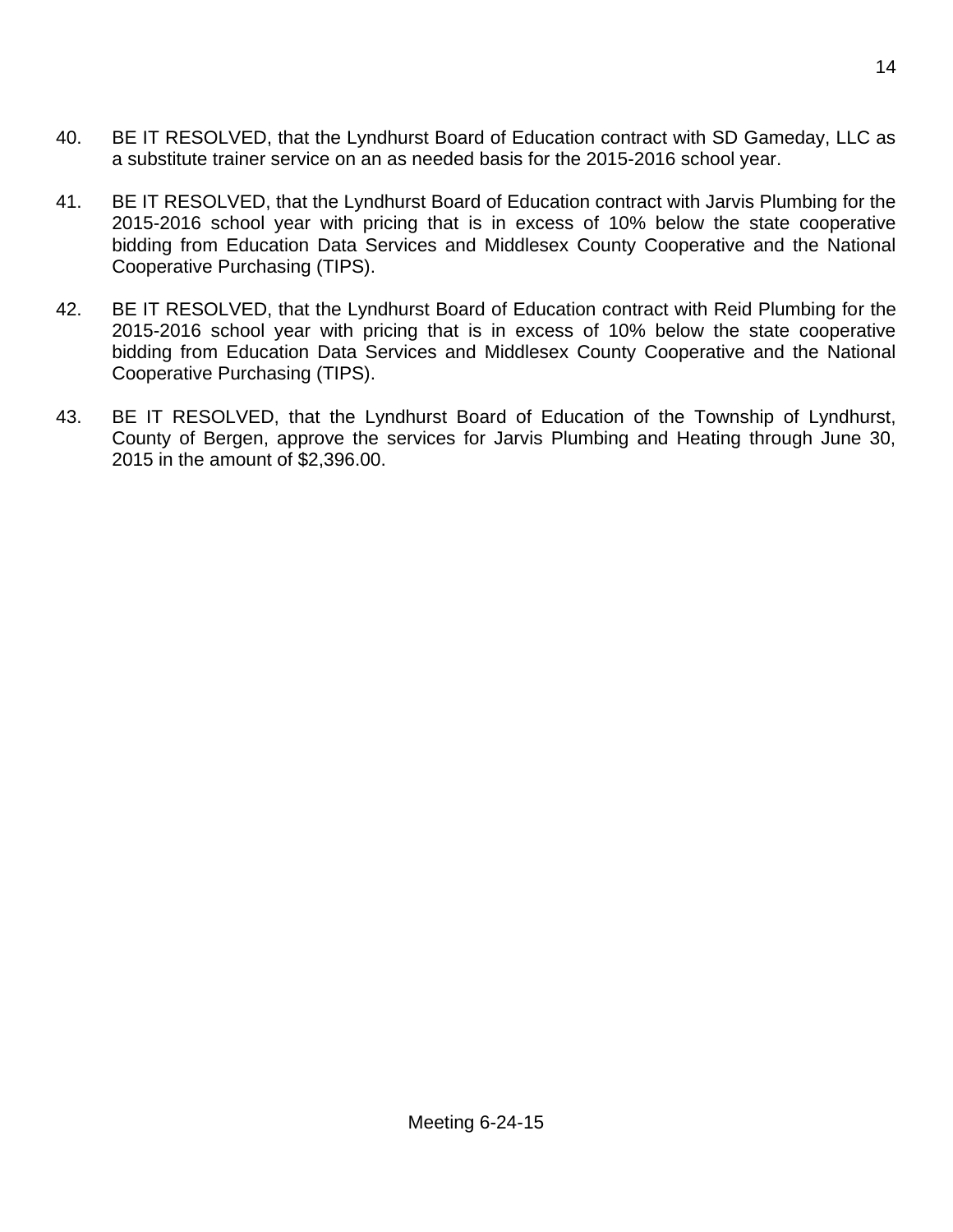40. BE IT RESOLVED, that the Lyndhurst Board of Education contract with SD Gameday, LLC as a substitute trainer service on an as needed basis for the 2015-2016 school year.

41. BE IT RESOLVED, that the Lyndhurst Board of Education contract with Jarvis Plumbing for the 2015-2016 school year with pricing that is in excess of 10% below the state cooperative bidding from Education Data Services and Middlesex County Cooperative and the National Cooperative Purchasing (TIPS).

42. BE IT RESOLVED, that the Lyndhurst Board of Education contract with Reid Plumbing for the 2015-2016 school year with pricing that is in excess of 10% below the state cooperative bidding from Education Data Services and Middlesex County Cooperative and the National Cooperative Purchasing (TIPS).

43. BE IT RESOLVED, that the Lyndhurst Board of Education of the Township of Lyndhurst, County of Bergen, approve the services for Jarvis Plumbing and Heating through June 30, 2015 in the amount of $2,396.00.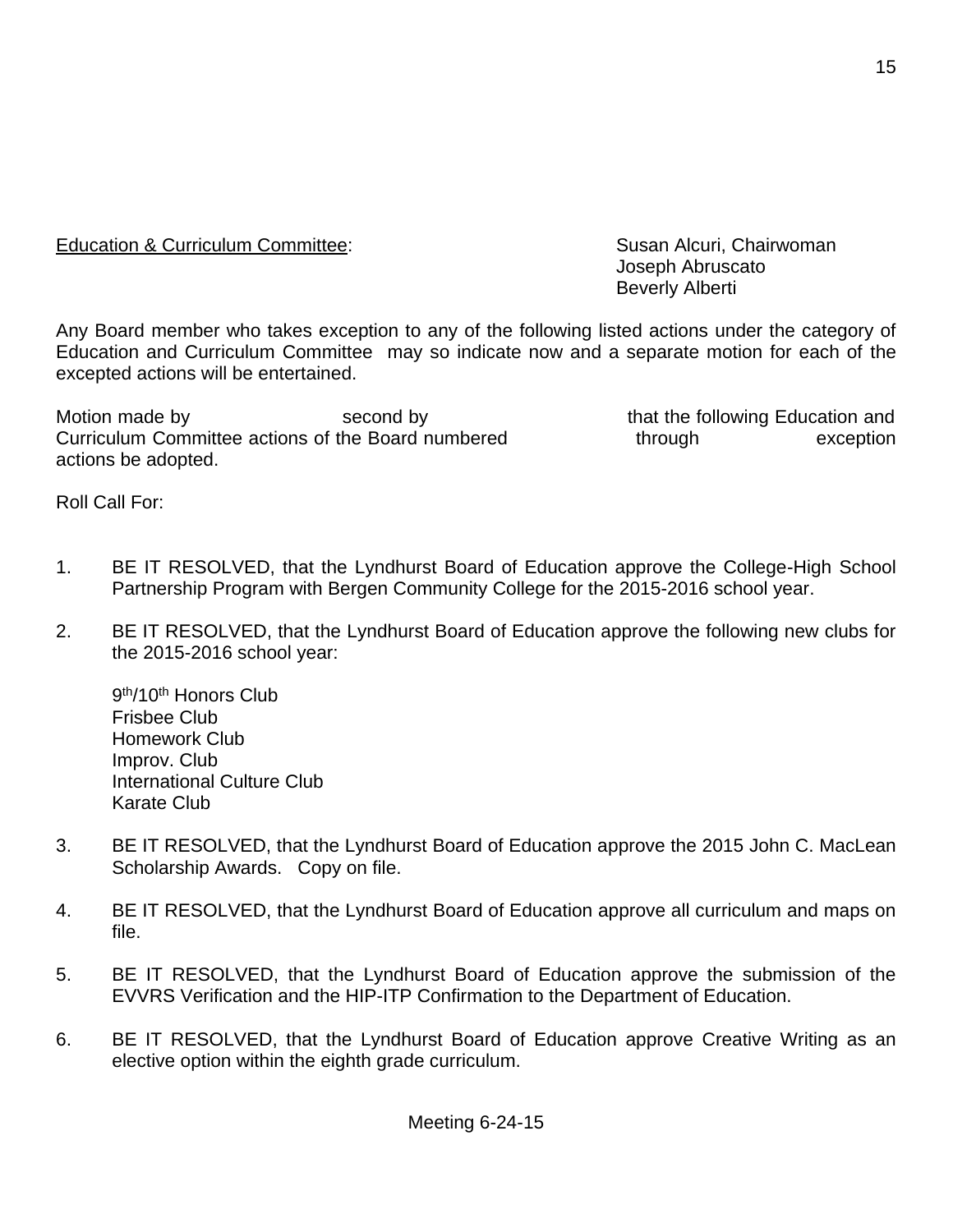Education & Curriculum Committee: Susan Alcuri, Chairwoman
Joseph Abruscato
Beverly Alberti

Any Board member who takes exception to any of the following listed actions under the category of Education and Curriculum Committee may so indicate now and a separate motion for each of the excepted actions will be entertained.

Motion made by second by that the following Education and Curriculum Committee actions of the Board numbered through exception actions be adopted.

Roll Call For:

1. BE IT RESOLVED, that the Lyndhurst Board of Education approve the College-High School Partnership Program with Bergen Community College for the 2015-2016 school year.

2. BE IT RESOLVED, that the Lyndhurst Board of Education approve the following new clubs for the 2015-2016 school year:

   9th/10th Honors Club
   Frisbee Club
   Homework Club
   Improv. Club
   International Culture Club
   Karate Club

3. BE IT RESOLVED, that the Lyndhurst Board of Education approve the 2015 John C. MacLean Scholarship Awards. Copy on file.

4. BE IT RESOLVED, that the Lyndhurst Board of Education approve all curriculum and maps on file.

5. BE IT RESOLVED, that the Lyndhurst Board of Education approve the submission of the EVVRS Verification and the HIP-ITP Confirmation to the Department of Education.

6. BE IT RESOLVED, that the Lyndhurst Board of Education approve Creative Writing as an elective option within the eighth grade curriculum.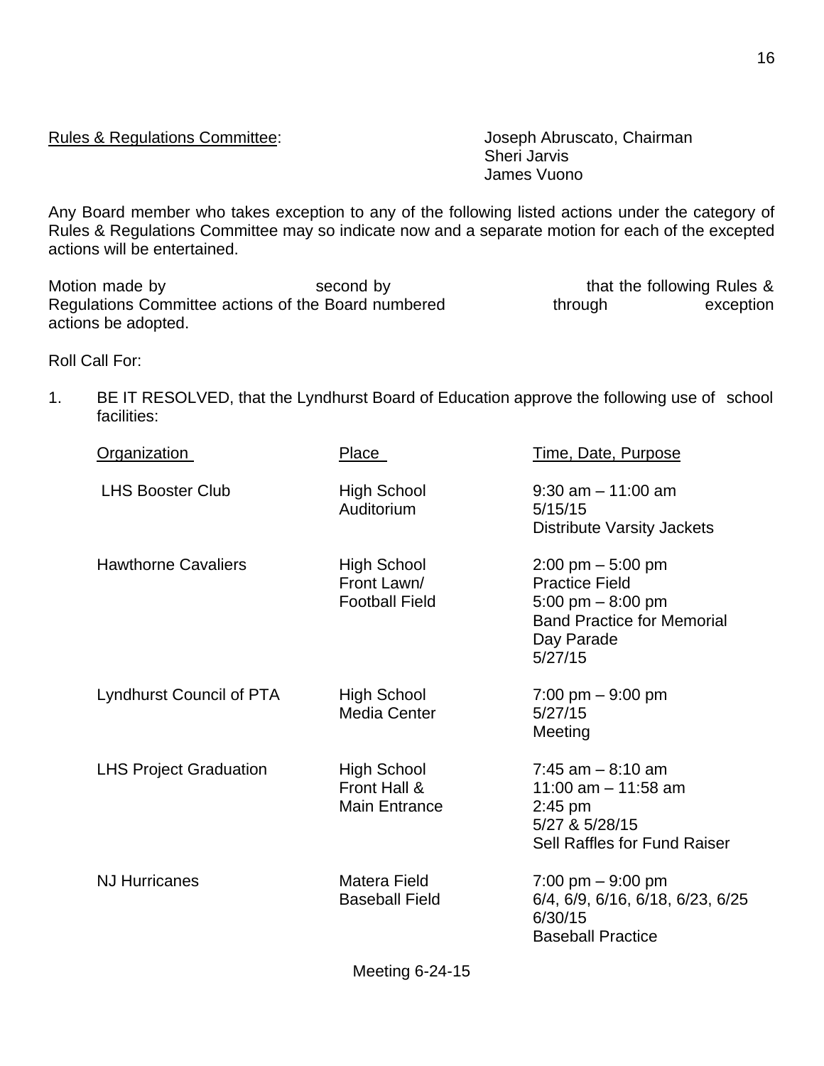Rules & Regulations Committee: Joseph Abruscato, Chairman
Sheri Jarvis
James Vuono

Any Board member who takes exception to any of the following listed actions under the category of Rules & Regulations Committee may so indicate now and a separate motion for each of the excepted actions will be entertained.

Motion made by second by that the following Rules & Regulations Committee actions of the Board numbered through exception actions be adopted.

Roll Call For:

1. BE IT RESOLVED, that the Lyndhurst Board of Education approve the following use of school facilities:

| Organization | Place | Time, Date, Purpose |
|---|---|---|
| LHS Booster Club | High School Auditorium | 9:30 am – 11:00 am<br>5/15/15<br>Distribute Varsity Jackets |
| Hawthorne Cavaliers | High School Front Lawn/ Football Field | 2:00 pm – 5:00 pm<br>Practice Field<br>5:00 pm – 8:00 pm<br>Band Practice for Memorial Day Parade<br>5/27/15 |
| Lyndhurst Council of PTA | High School Media Center | 7:00 pm – 9:00 pm<br>5/27/15<br>Meeting |
| LHS Project Graduation | High School Front Hall & Main Entrance | 7:45 am – 8:10 am<br>11:00 am – 11:58 am<br>2:45 pm<br>5/27 & 5/28/15<br>Sell Raffles for Fund Raiser |
| NJ Hurricanes | Matera Field Baseball Field | 7:00 pm – 9:00 pm<br>6/4, 6/9, 6/16, 6/18, 6/23, 6/25<br>6/30/15<br>Baseball Practice |

Meeting 6-24-15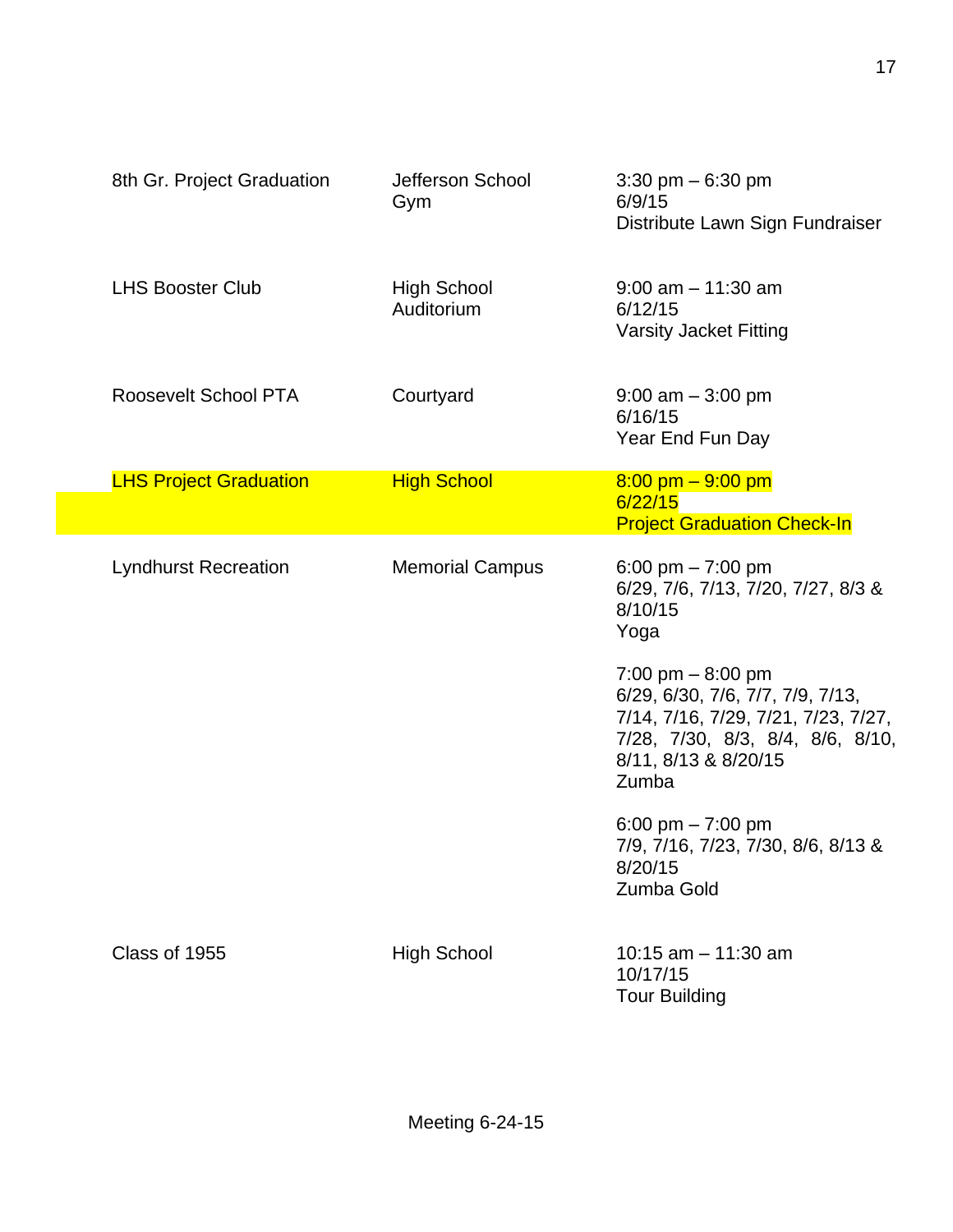| | | |
|---|---|---|
| 8th Gr. Project Graduation | Jefferson School Gym | 3:30 pm – 6:30 pm<br>6/9/15<br>Distribute Lawn Sign Fundraiser |
| LHS Booster Club | High School Auditorium | 9:00 am – 11:30 am<br>6/12/15<br>Varsity Jacket Fitting |
| Roosevelt School PTA | Courtyard | 9:00 am – 3:00 pm<br>6/16/15<br>Year End Fun Day |
| LHS Project Graduation | High School | 8:00 pm – 9:00 pm<br>6/22/15<br>Project Graduation Check-In |
| Lyndhurst Recreation | Memorial Campus | 6:00 pm – 7:00 pm<br>6/29, 7/6, 7/13, 7/20, 7/27, 8/3 & 8/10/15<br>Yoga<br><br>7:00 pm – 8:00 pm<br>6/29, 6/30, 7/6, 7/7, 7/9, 7/13, 7/14, 7/16, 7/29, 7/21, 7/23, 7/27, 7/28, 7/30, 8/3, 8/4, 8/6, 8/10, 8/11, 8/13 & 8/20/15<br>Zumba<br><br>6:00 pm – 7:00 pm<br>7/9, 7/16, 7/23, 7/30, 8/6, 8/13 & 8/20/15<br>Zumba Gold |
| Class of 1955 | High School | 10:15 am – 11:30 am<br>10/17/15<br>Tour Building |

Meeting 6-24-15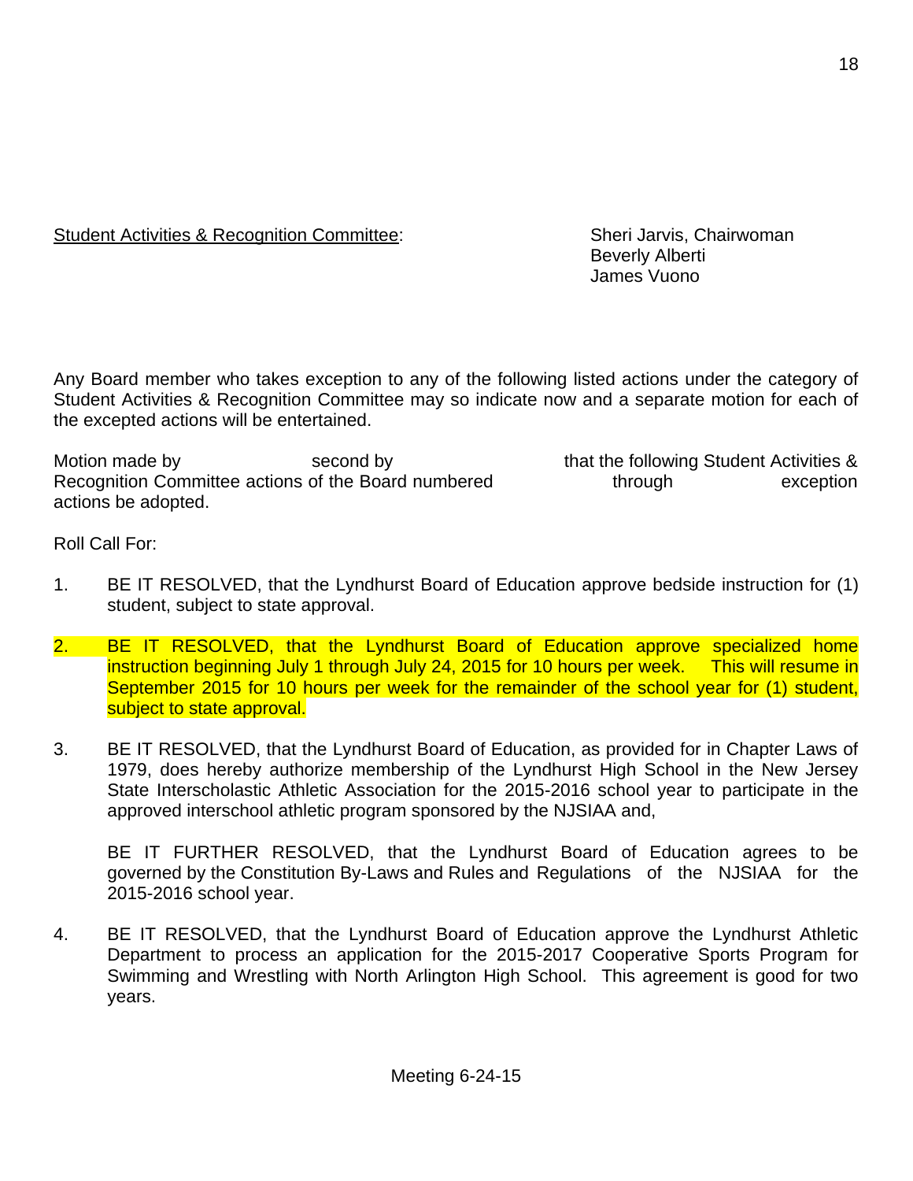<u>Student Activities & Recognition Committee</u>: Sheri Jarvis, Chairwoman
Beverly Alberti
James Vuono

Any Board member who takes exception to any of the following listed actions under the category of Student Activities & Recognition Committee may so indicate now and a separate motion for each of the excepted actions will be entertained.

Motion made by                    second by                    that the following Student Activities & Recognition Committee actions of the Board numbered                    through                    exception actions be adopted.

Roll Call For:

1. BE IT RESOLVED, that the Lyndhurst Board of Education approve bedside instruction for (1) student, subject to state approval.

2. BE IT RESOLVED, that the Lyndhurst Board of Education approve specialized home instruction beginning July 1 through July 24, 2015 for 10 hours per week. This will resume in September 2015 for 10 hours per week for the remainder of the school year for (1) student, subject to state approval.

3. BE IT RESOLVED, that the Lyndhurst Board of Education, as provided for in Chapter Laws of 1979, does hereby authorize membership of the Lyndhurst High School in the New Jersey State Interscholastic Athletic Association for the 2015-2016 school year to participate in the approved interschool athletic program sponsored by the NJSIAA and,

   BE IT FURTHER RESOLVED, that the Lyndhurst Board of Education agrees to be governed by the Constitution By-Laws and Rules and Regulations of the NJSIAA for the 2015-2016 school year.

4. BE IT RESOLVED, that the Lyndhurst Board of Education approve the Lyndhurst Athletic Department to process an application for the 2015-2017 Cooperative Sports Program for Swimming and Wrestling with North Arlington High School. This agreement is good for two years.

Meeting 6-24-15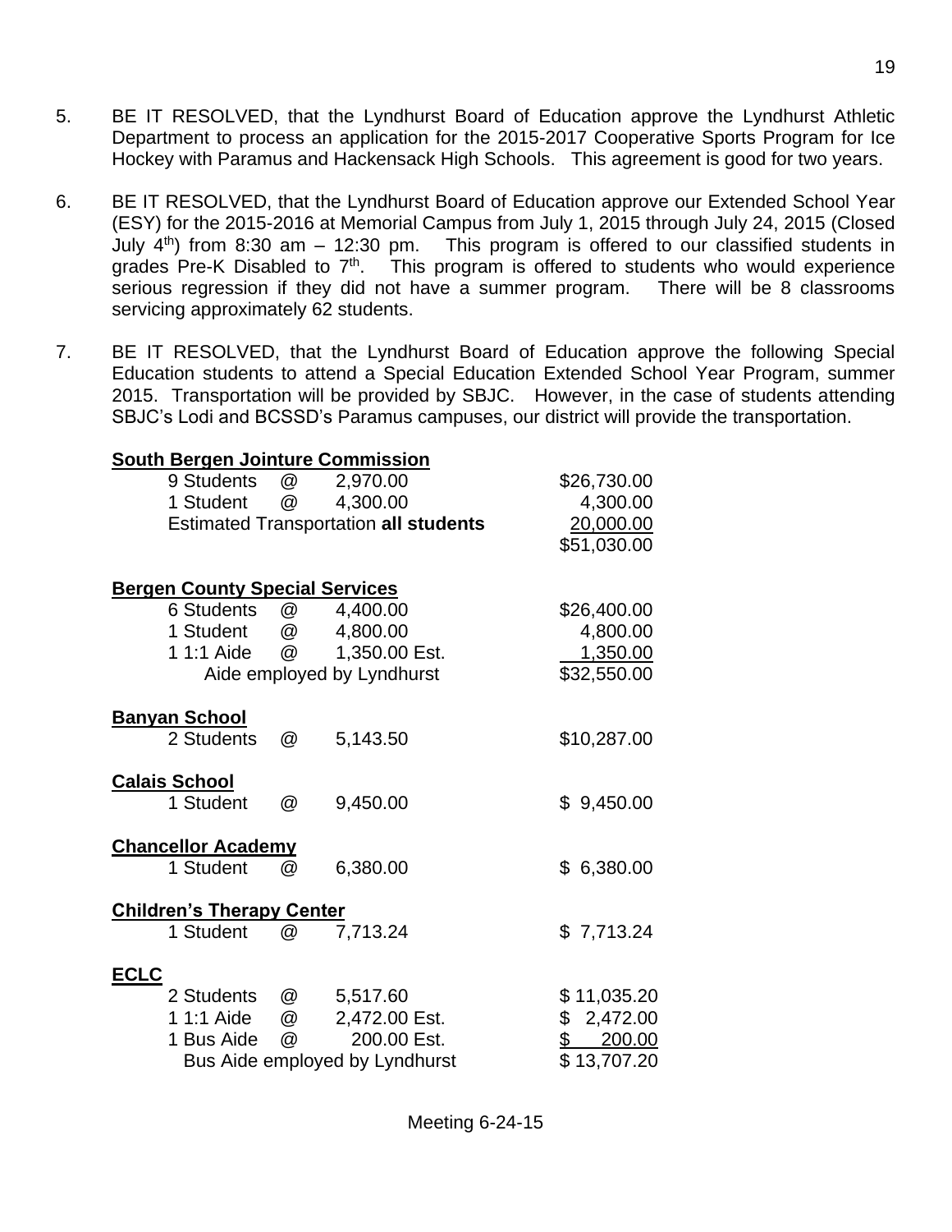5. BE IT RESOLVED, that the Lyndhurst Board of Education approve the Lyndhurst Athletic Department to process an application for the 2015-2017 Cooperative Sports Program for Ice Hockey with Paramus and Hackensack High Schools. This agreement is good for two years.

6. BE IT RESOLVED, that the Lyndhurst Board of Education approve our Extended School Year (ESY) for the 2015-2016 at Memorial Campus from July 1, 2015 through July 24, 2015 (Closed July 4th) from 8:30 am – 12:30 pm. This program is offered to our classified students in grades Pre-K Disabled to 7th. This program is offered to students who would experience serious regression if they did not have a summer program. There will be 8 classrooms servicing approximately 62 students.

7. BE IT RESOLVED, that the Lyndhurst Board of Education approve the following Special Education students to attend a Special Education Extended School Year Program, summer 2015. Transportation will be provided by SBJC. However, in the case of students attending SBJC's Lodi and BCSSD's Paramus campuses, our district will provide the transportation.

**South Bergen Jointure Commission**

| | | | |
|---|---|---|---|
| 9 Students | @ | 2,970.00 | $26,730.00 |
| 1 Student | @ | 4,300.00 | 4,300.00 |
| Estimated Transportation **all students** | | | 20,000.00 |
| | | | $51,030.00 |

**Bergen County Special Services**

| | | | |
|---|---|---|---|
| 6 Students | @ | 4,400.00 | $26,400.00 |
| 1 Student | @ | 4,800.00 | 4,800.00 |
| 1 1:1 Aide | @ | 1,350.00 Est. | 1,350.00 |
| Aide employed by Lyndhurst | | | $32,550.00 |

**Banyan School**

| | | | |
|---|---|---|---|
| 2 Students | @ | 5,143.50 | $10,287.00 |

**Calais School**

| | | | |
|---|---|---|---|
| 1 Student | @ | 9,450.00 | $ 9,450.00 |

**Chancellor Academy**

| | | | |
|---|---|---|---|
| 1 Student | @ | 6,380.00 | $ 6,380.00 |

**Children's Therapy Center**

| | | | |
|---|---|---|---|
| 1 Student | @ | 7,713.24 | $ 7,713.24 |

**ECLC**

| | | | |
|---|---|---|---|
| 2 Students | @ | 5,517.60 | $ 11,035.20 |
| 1 1:1 Aide | @ | 2,472.00 Est. | $ 2,472.00 |
| 1 Bus Aide | @ | 200.00 Est. | $ 200.00 |
| Bus Aide employed by Lyndhurst | | | $ 13,707.20 |

Meeting 6-24-15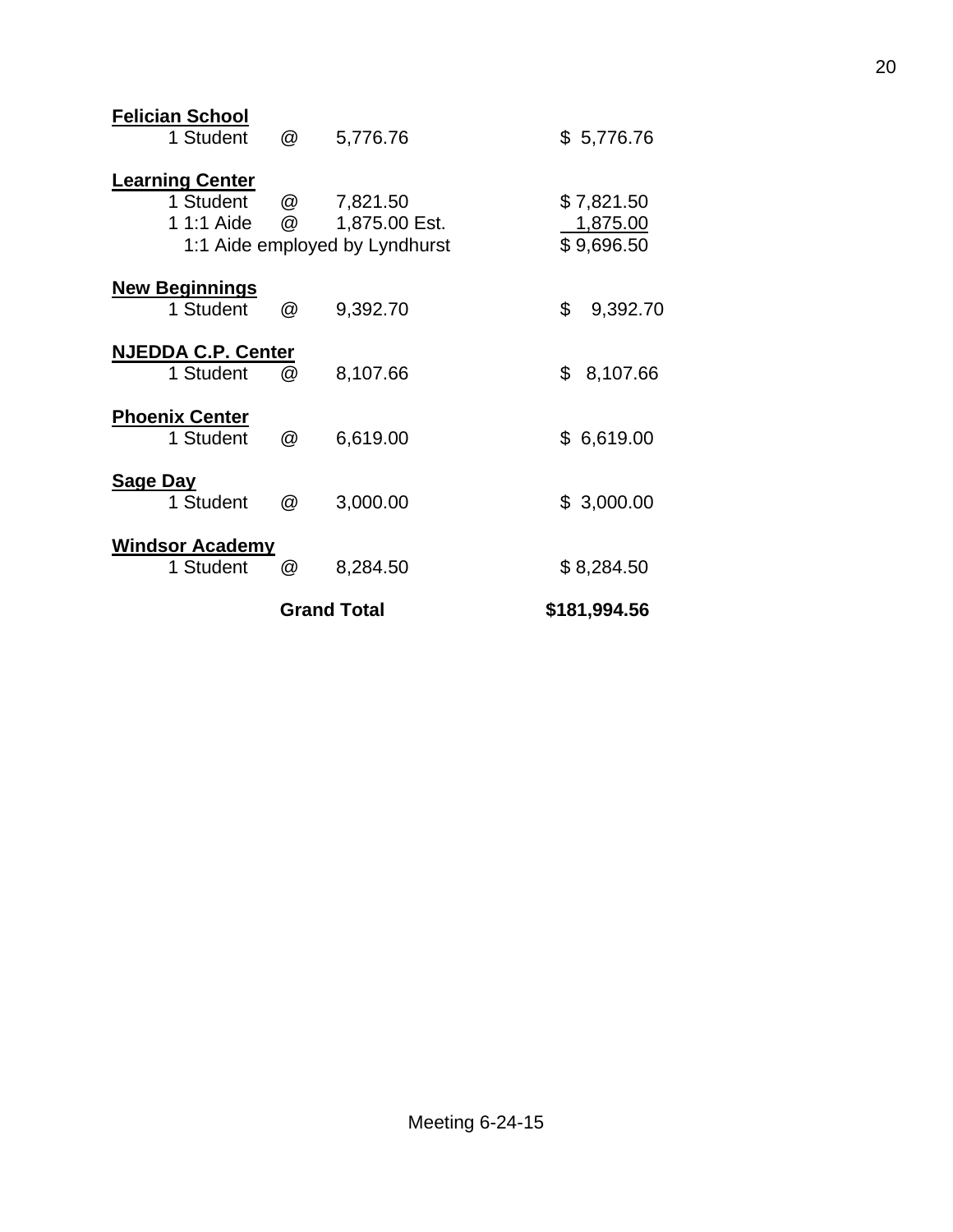**Felician School**

| | | | |
|---|---|---|---|
| 1 Student | @ | 5,776.76 | $ 5,776.76 |

**Learning Center**

| | | | |
|---|---|---|---|
| 1 Student | @ | 7,821.50 | $ 7,821.50 |
| 1 1:1 Aide | @ | 1,875.00 Est. | 1,875.00 |
| 1:1 Aide employed by Lyndhurst | | | $ 9,696.50 |

**New Beginnings**

| | | | |
|---|---|---|---|
| 1 Student | @ | 9,392.70 | $ 9,392.70 |

**NJEDDA C.P. Center**

| | | | |
|---|---|---|---|
| 1 Student | @ | 8,107.66 | $ 8,107.66 |

**Phoenix Center**

| | | | |
|---|---|---|---|
| 1 Student | @ | 6,619.00 | $ 6,619.00 |

**Sage Day**

| | | | |
|---|---|---|---|
| 1 Student | @ | 3,000.00 | $ 3,000.00 |

**Windsor Academy**

| | | | |
|---|---|---|---|
| 1 Student | @ | 8,284.50 | $ 8,284.50 |

**Grand Total** **$181,994.56**

Meeting 6-24-15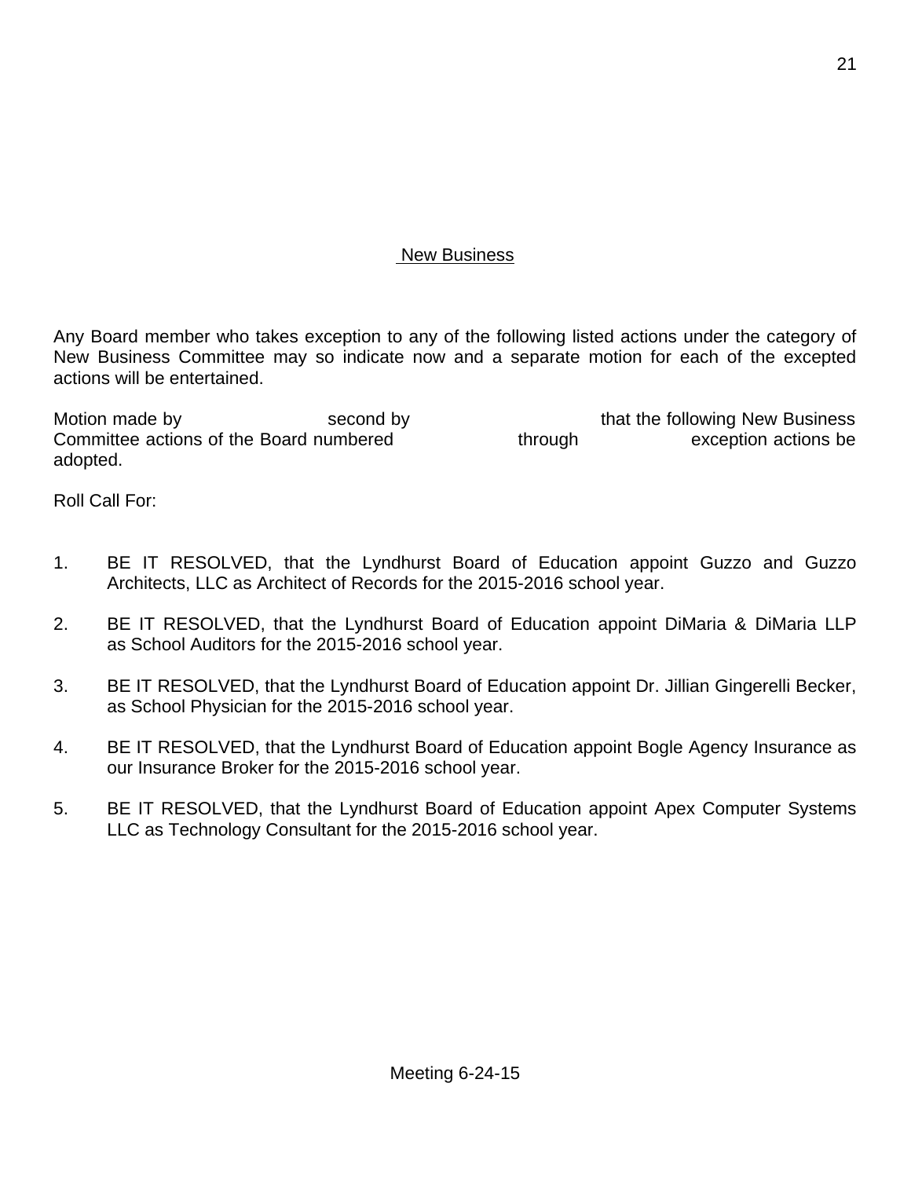## New Business

Any Board member who takes exception to any of the following listed actions under the category of New Business Committee may so indicate now and a separate motion for each of the excepted actions will be entertained.

Motion made by                          second by                          that the following New Business Committee actions of the Board numbered                    through                    exception actions be adopted.

Roll Call For:

1. BE IT RESOLVED, that the Lyndhurst Board of Education appoint Guzzo and Guzzo Architects, LLC as Architect of Records for the 2015-2016 school year.

2. BE IT RESOLVED, that the Lyndhurst Board of Education appoint DiMaria & DiMaria LLP as School Auditors for the 2015-2016 school year.

3. BE IT RESOLVED, that the Lyndhurst Board of Education appoint Dr. Jillian Gingerelli Becker, as School Physician for the 2015-2016 school year.

4. BE IT RESOLVED, that the Lyndhurst Board of Education appoint Bogle Agency Insurance as our Insurance Broker for the 2015-2016 school year.

5. BE IT RESOLVED, that the Lyndhurst Board of Education appoint Apex Computer Systems LLC as Technology Consultant for the 2015-2016 school year.

Meeting 6-24-15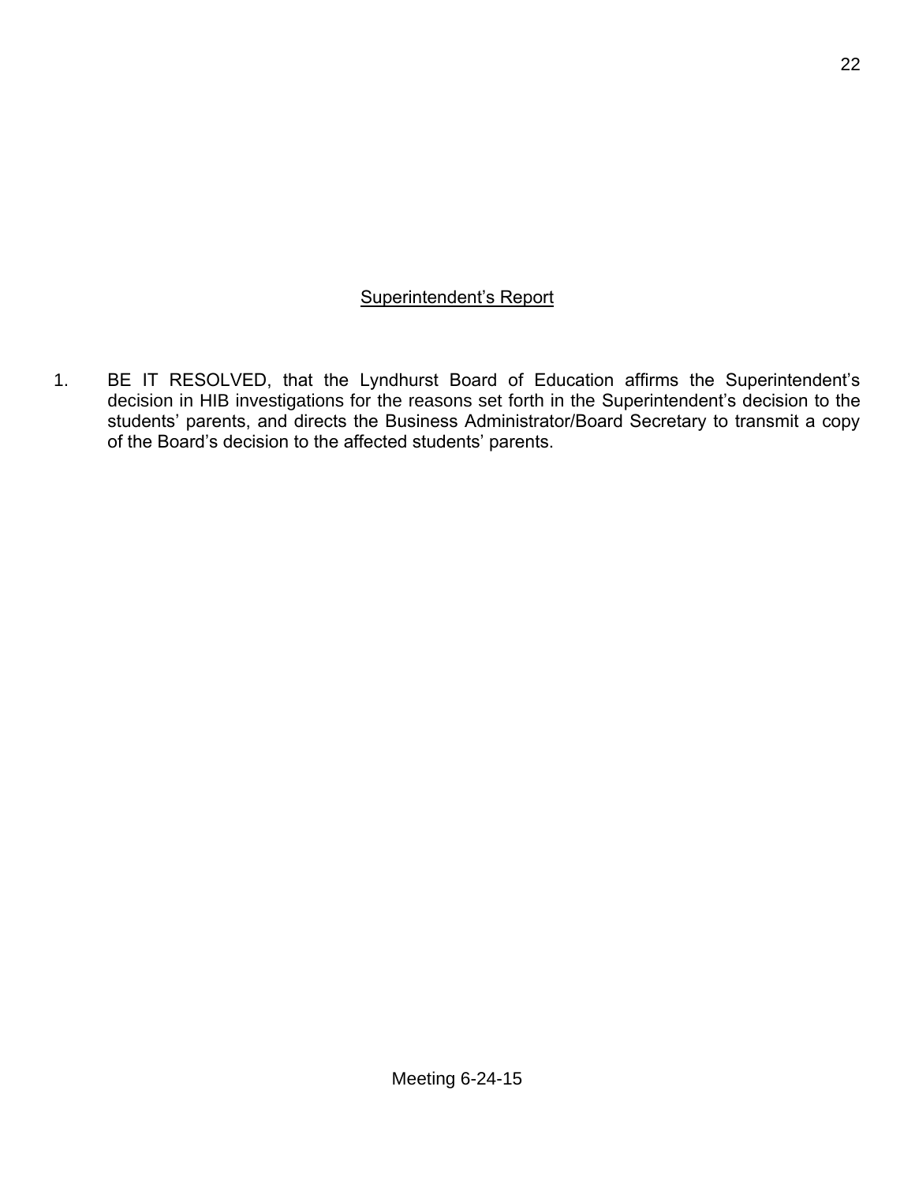## Superintendent's Report

1. BE IT RESOLVED, that the Lyndhurst Board of Education affirms the Superintendent's decision in HIB investigations for the reasons set forth in the Superintendent's decision to the students' parents, and directs the Business Administrator/Board Secretary to transmit a copy of the Board's decision to the affected students' parents.